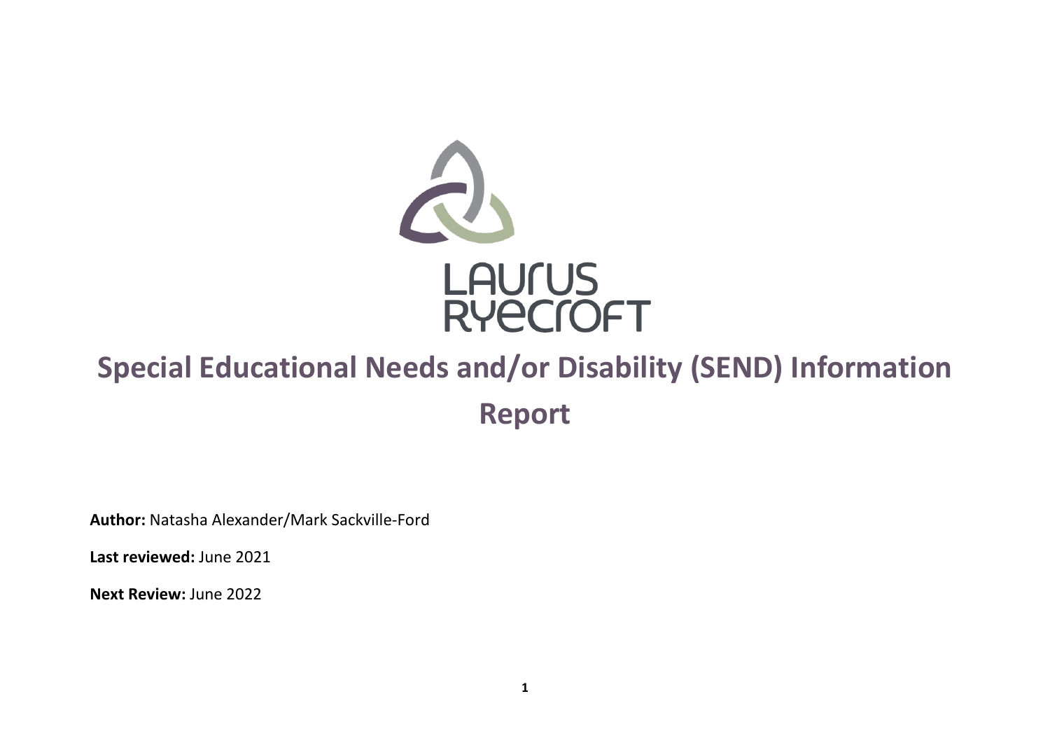LAURUS RYECROFT

# Special Educational Needs and/or Disability (SEND) Information Report

**Author:** Natasha Alexander/Mark Sackville-Ford

**Last reviewed:** June 2021

**Next Review:** June 2022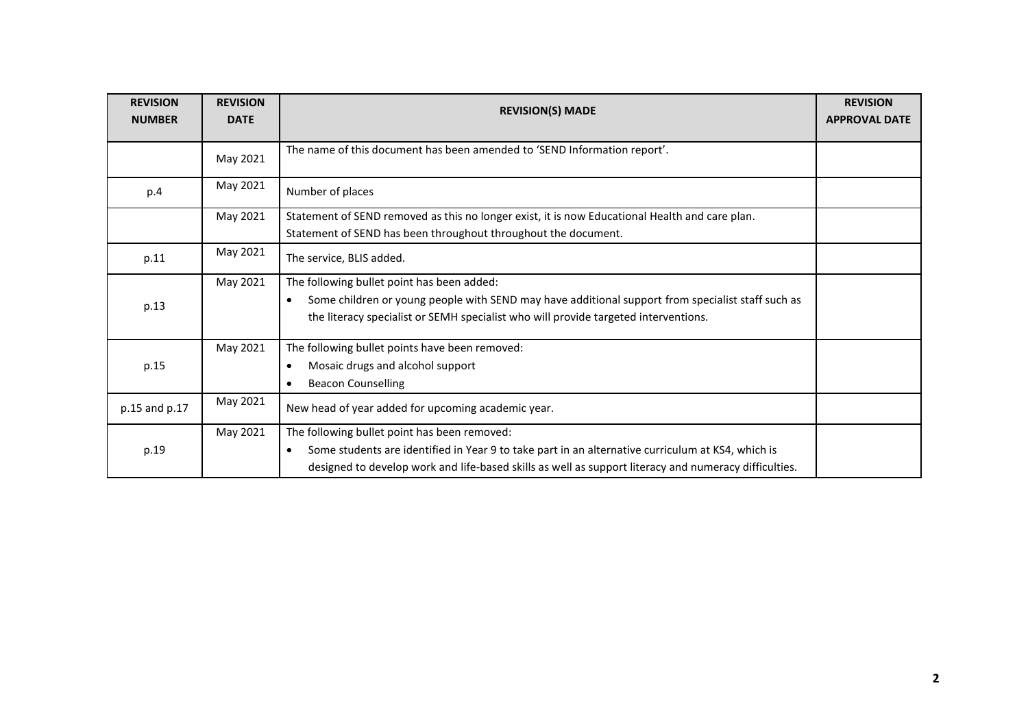| REVISION NUMBER | REVISION DATE | REVISION(S) MADE | REVISION APPROVAL DATE |
|---|---|---|---|
| | May 2021 | The name of this document has been amended to 'SEND Information report'. | |
| p.4 | May 2021 | Number of places | |
| | May 2021 | Statement of SEND removed as this no longer exist, it is now Educational Health and care plan.<br>Statement of SEND has been throughout throughout the document. | |
| p.11 | May 2021 | The service, BLIS added. | |
| p.13 | May 2021 | The following bullet point has been added:<br>• Some children or young people with SEND may have additional support from specialist staff such as the literacy specialist or SEMH specialist who will provide targeted interventions. | |
| p.15 | May 2021 | The following bullet points have been removed:<br>• Mosaic drugs and alcohol support<br>• Beacon Counselling | |
| p.15 and p.17 | May 2021 | New head of year added for upcoming academic year. | |
| p.19 | May 2021 | The following bullet point has been removed:<br>• Some students are identified in Year 9 to take part in an alternative curriculum at KS4, which is designed to develop work and life-based skills as well as support literacy and numeracy difficulties. | |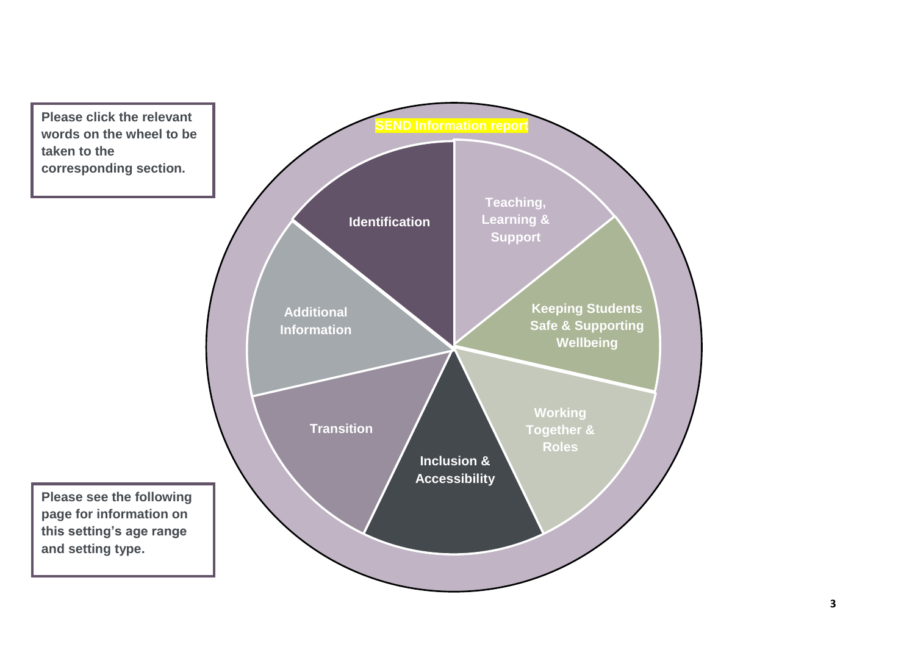Please click the relevant words on the wheel to be taken to the corresponding section.

**SEND Information report**

- Identification
- Teaching, Learning & Support
- Keeping Students Safe & Supporting Wellbeing
- Working Together & Roles
- Inclusion & Accessibility
- Transition
- Additional Information

Please see the following page for information on this setting's age range and setting type.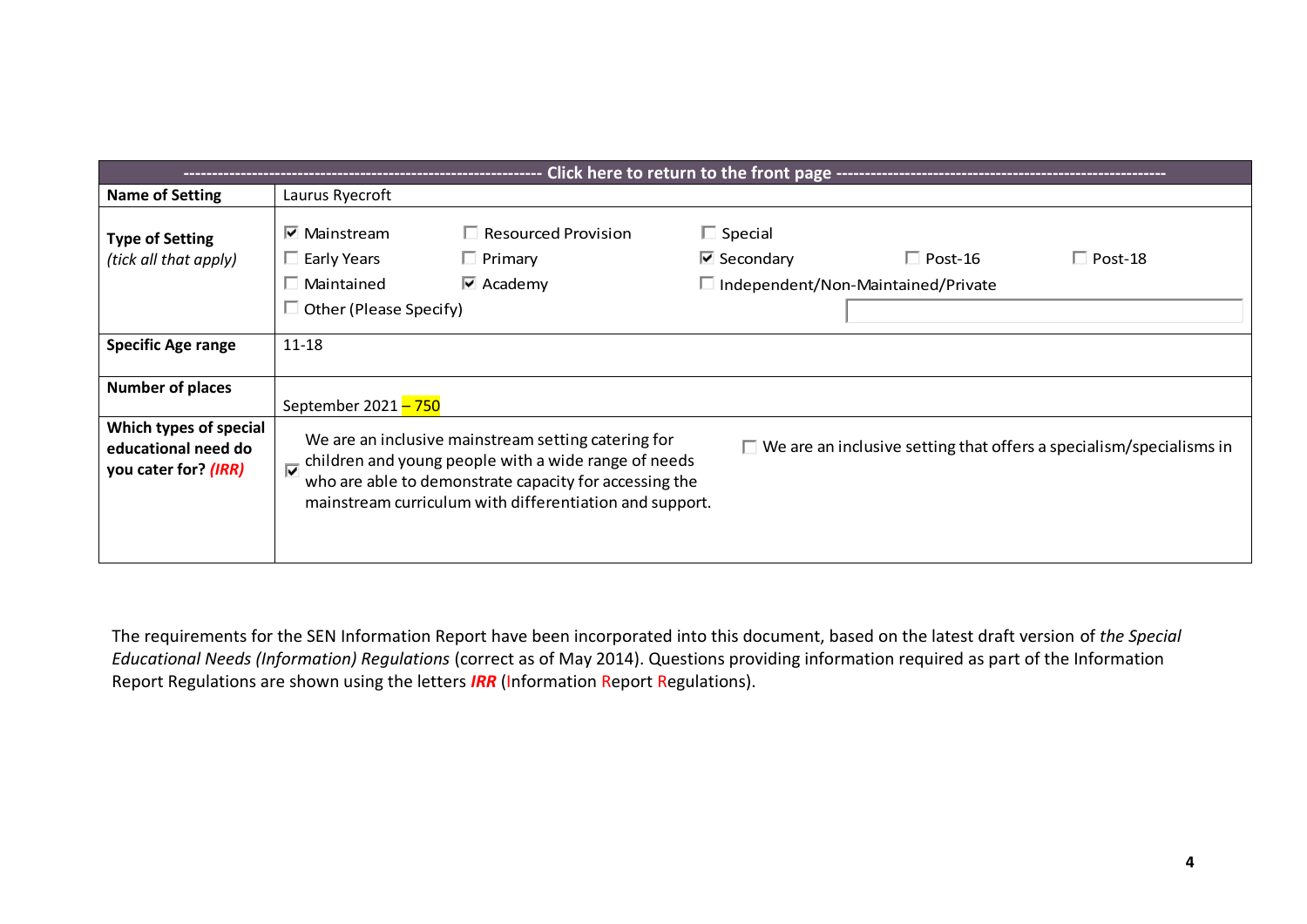| ---------------------------------------------------------------- Click here to return to the front page ---------------------------------------------------------- | |
|---|---|
| **Name of Setting** | Laurus Ryecroft |
| **Type of Setting** *(tick all that apply)* | ☑ Mainstream ☐ Resourced Provision ☐ Special ☐ Early Years ☐ Primary ☑ Secondary ☐ Post-16 ☐ Post-18 ☐ Maintained ☑ Academy ☐ Independent/Non-Maintained/Private ☐ Other (Please Specify) |
| **Specific Age range** | 11-18 |
| **Number of places** | September 2021 – 750 |
| **Which types of special educational need do you cater for? *(IRR)*** | ☑ We are an inclusive mainstream setting catering for children and young people with a wide range of needs who are able to demonstrate capacity for accessing the mainstream curriculum with differentiation and support. ☐ We are an inclusive setting that offers a specialism/specialisms in |

The requirements for the SEN Information Report have been incorporated into this document, based on the latest draft version of *the Special Educational Needs (Information) Regulations* (correct as of May 2014). Questions providing information required as part of the Information Report Regulations are shown using the letters ***IRR*** (Information Report Regulations).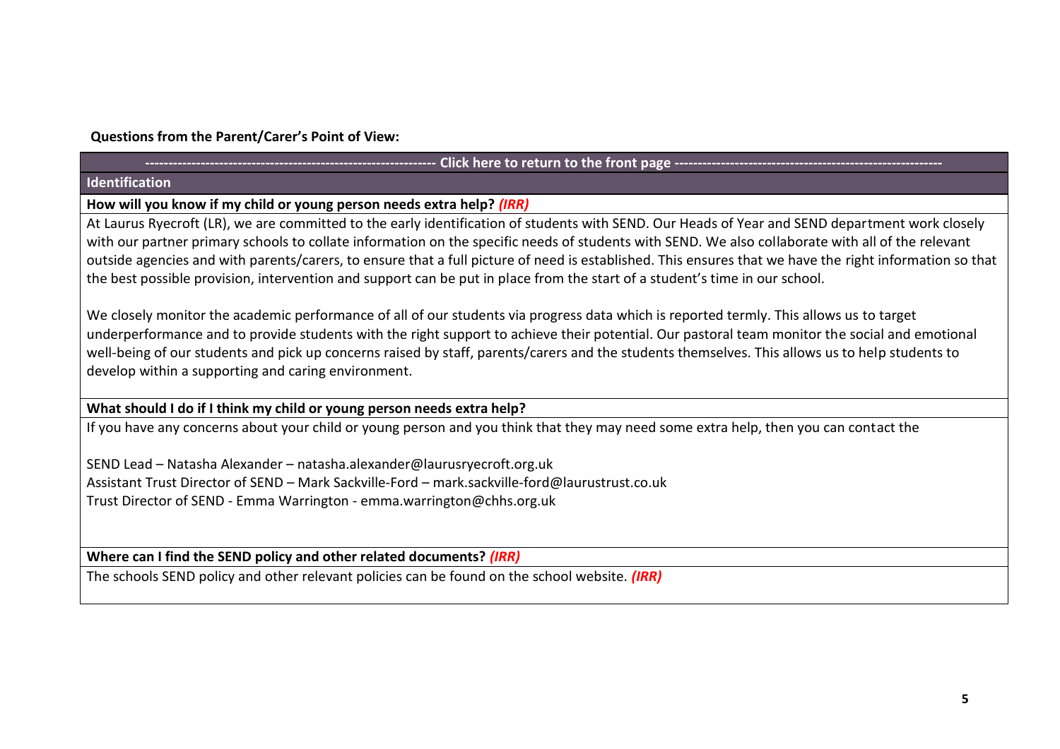**Questions from the Parent/Carer's Point of View:**

------------------------------------------------------------ **Click here to return to the front page** --------------------------------------------------------

## Identification

**How will you know if my child or young person needs extra help?** ***(IRR)***

At Laurus Ryecroft (LR), we are committed to the early identification of students with SEND. Our Heads of Year and SEND department work closely with our partner primary schools to collate information on the specific needs of students with SEND. We also collaborate with all of the relevant outside agencies and with parents/carers, to ensure that a full picture of need is established. This ensures that we have the right information so that the best possible provision, intervention and support can be put in place from the start of a student's time in our school.

We closely monitor the academic performance of all of our students via progress data which is reported termly. This allows us to target underperformance and to provide students with the right support to achieve their potential. Our pastoral team monitor the social and emotional well-being of our students and pick up concerns raised by staff, parents/carers and the students themselves. This allows us to help students to develop within a supporting and caring environment.

**What should I do if I think my child or young person needs extra help?**

If you have any concerns about your child or young person and you think that they may need some extra help, then you can contact the

SEND Lead – Natasha Alexander – natasha.alexander@laurusryecroft.org.uk
Assistant Trust Director of SEND – Mark Sackville-Ford – mark.sackville-ford@laurustrust.co.uk
Trust Director of SEND - Emma Warrington - emma.warrington@chhs.org.uk

**Where can I find the SEND policy and other related documents?** ***(IRR)***

The schools SEND policy and other relevant policies can be found on the school website. ***(IRR)***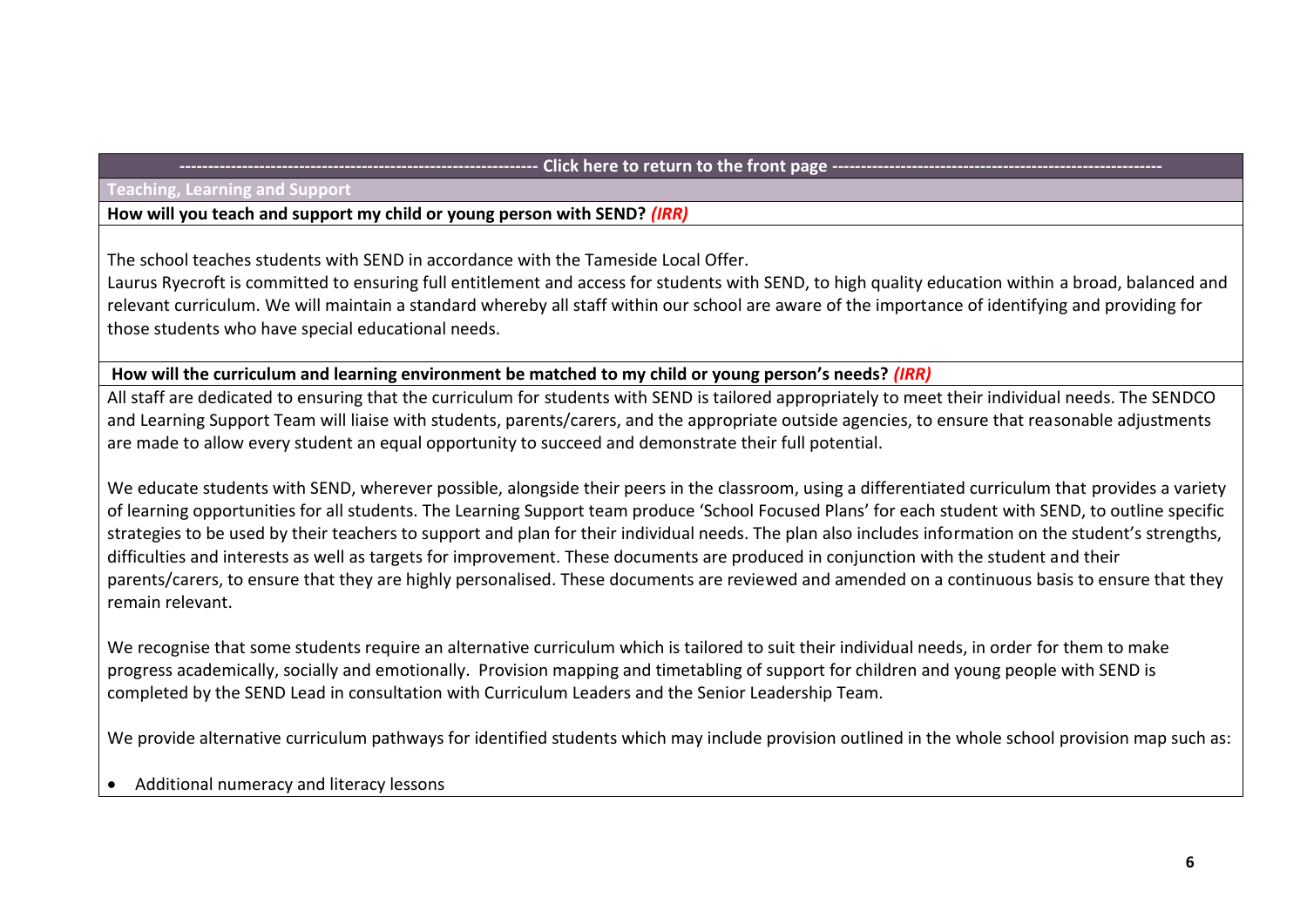------------------------------------------------------------ Click here to return to the front page --------------------------------------------------------

## Teaching, Learning and Support

### How will you teach and support my child or young person with SEND? *(IRR)*

The school teaches students with SEND in accordance with the Tameside Local Offer.

Laurus Ryecroft is committed to ensuring full entitlement and access for students with SEND, to high quality education within a broad, balanced and relevant curriculum. We will maintain a standard whereby all staff within our school are aware of the importance of identifying and providing for those students who have special educational needs.

### How will the curriculum and learning environment be matched to my child or young person's needs? *(IRR)*

All staff are dedicated to ensuring that the curriculum for students with SEND is tailored appropriately to meet their individual needs. The SENDCO and Learning Support Team will liaise with students, parents/carers, and the appropriate outside agencies, to ensure that reasonable adjustments are made to allow every student an equal opportunity to succeed and demonstrate their full potential.

We educate students with SEND, wherever possible, alongside their peers in the classroom, using a differentiated curriculum that provides a variety of learning opportunities for all students. The Learning Support team produce 'School Focused Plans' for each student with SEND, to outline specific strategies to be used by their teachers to support and plan for their individual needs. The plan also includes information on the student's strengths, difficulties and interests as well as targets for improvement. These documents are produced in conjunction with the student and their parents/carers, to ensure that they are highly personalised. These documents are reviewed and amended on a continuous basis to ensure that they remain relevant.

We recognise that some students require an alternative curriculum which is tailored to suit their individual needs, in order for them to make progress academically, socially and emotionally. Provision mapping and timetabling of support for children and young people with SEND is completed by the SEND Lead in consultation with Curriculum Leaders and the Senior Leadership Team.

We provide alternative curriculum pathways for identified students which may include provision outlined in the whole school provision map such as:

- Additional numeracy and literacy lessons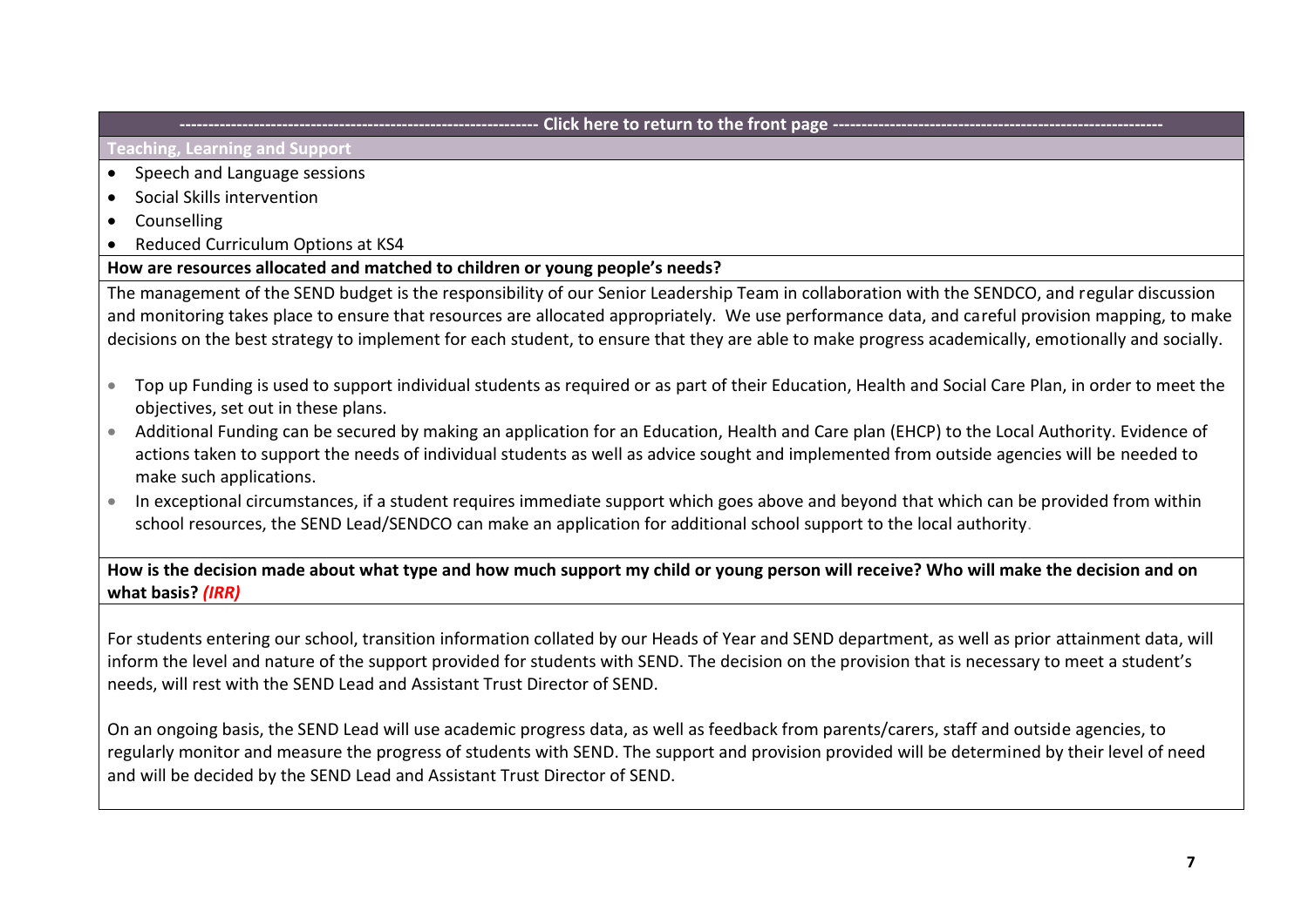---------------------------------------------------------------- Click here to return to the front page ----------------------------------------------------------

**Teaching, Learning and Support**

- Speech and Language sessions
- Social Skills intervention
- Counselling
- Reduced Curriculum Options at KS4

**How are resources allocated and matched to children or young people's needs?**

The management of the SEND budget is the responsibility of our Senior Leadership Team in collaboration with the SENDCO, and regular discussion and monitoring takes place to ensure that resources are allocated appropriately. We use performance data, and careful provision mapping, to make decisions on the best strategy to implement for each student, to ensure that they are able to make progress academically, emotionally and socially.

- Top up Funding is used to support individual students as required or as part of their Education, Health and Social Care Plan, in order to meet the objectives, set out in these plans.
- Additional Funding can be secured by making an application for an Education, Health and Care plan (EHCP) to the Local Authority. Evidence of actions taken to support the needs of individual students as well as advice sought and implemented from outside agencies will be needed to make such applications.
- In exceptional circumstances, if a student requires immediate support which goes above and beyond that which can be provided from within school resources, the SEND Lead/SENDCO can make an application for additional school support to the local authority.

**How is the decision made about what type and how much support my child or young person will receive? Who will make the decision and on what basis?** ***(IRR)***

For students entering our school, transition information collated by our Heads of Year and SEND department, as well as prior attainment data, will inform the level and nature of the support provided for students with SEND. The decision on the provision that is necessary to meet a student's needs, will rest with the SEND Lead and Assistant Trust Director of SEND.

On an ongoing basis, the SEND Lead will use academic progress data, as well as feedback from parents/carers, staff and outside agencies, to regularly monitor and measure the progress of students with SEND. The support and provision provided will be determined by their level of need and will be decided by the SEND Lead and Assistant Trust Director of SEND.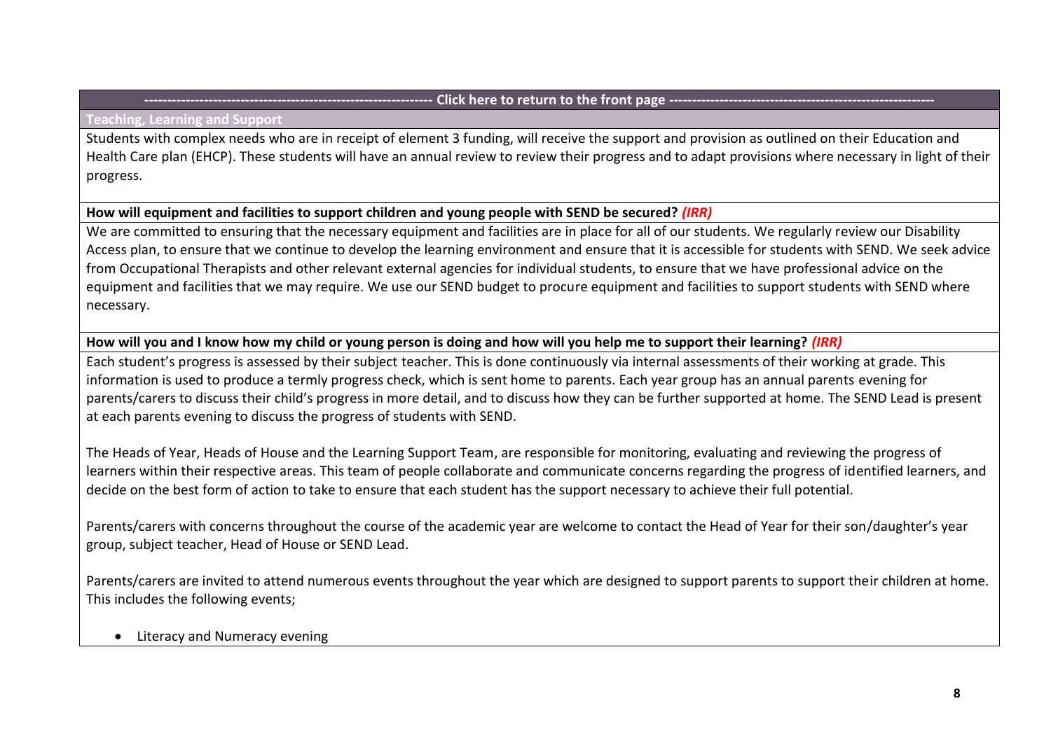**---------------------------------------------------------------- Click here to return to the front page ----------------------------------------------------------**

## Teaching, Learning and Support

Students with complex needs who are in receipt of element 3 funding, will receive the support and provision as outlined on their Education and Health Care plan (EHCP). These students will have an annual review to review their progress and to adapt provisions where necessary in light of their progress.

**How will equipment and facilities to support children and young people with SEND be secured?** ***(IRR)***

We are committed to ensuring that the necessary equipment and facilities are in place for all of our students. We regularly review our Disability Access plan, to ensure that we continue to develop the learning environment and ensure that it is accessible for students with SEND. We seek advice from Occupational Therapists and other relevant external agencies for individual students, to ensure that we have professional advice on the equipment and facilities that we may require. We use our SEND budget to procure equipment and facilities to support students with SEND where necessary.

**How will you and I know how my child or young person is doing and how will you help me to support their learning?** ***(IRR)***

Each student's progress is assessed by their subject teacher. This is done continuously via internal assessments of their working at grade. This information is used to produce a termly progress check, which is sent home to parents. Each year group has an annual parents evening for parents/carers to discuss their child's progress in more detail, and to discuss how they can be further supported at home. The SEND Lead is present at each parents evening to discuss the progress of students with SEND.

The Heads of Year, Heads of House and the Learning Support Team, are responsible for monitoring, evaluating and reviewing the progress of learners within their respective areas. This team of people collaborate and communicate concerns regarding the progress of identified learners, and decide on the best form of action to take to ensure that each student has the support necessary to achieve their full potential.

Parents/carers with concerns throughout the course of the academic year are welcome to contact the Head of Year for their son/daughter's year group, subject teacher, Head of House or SEND Lead.

Parents/carers are invited to attend numerous events throughout the year which are designed to support parents to support their children at home. This includes the following events;

- Literacy and Numeracy evening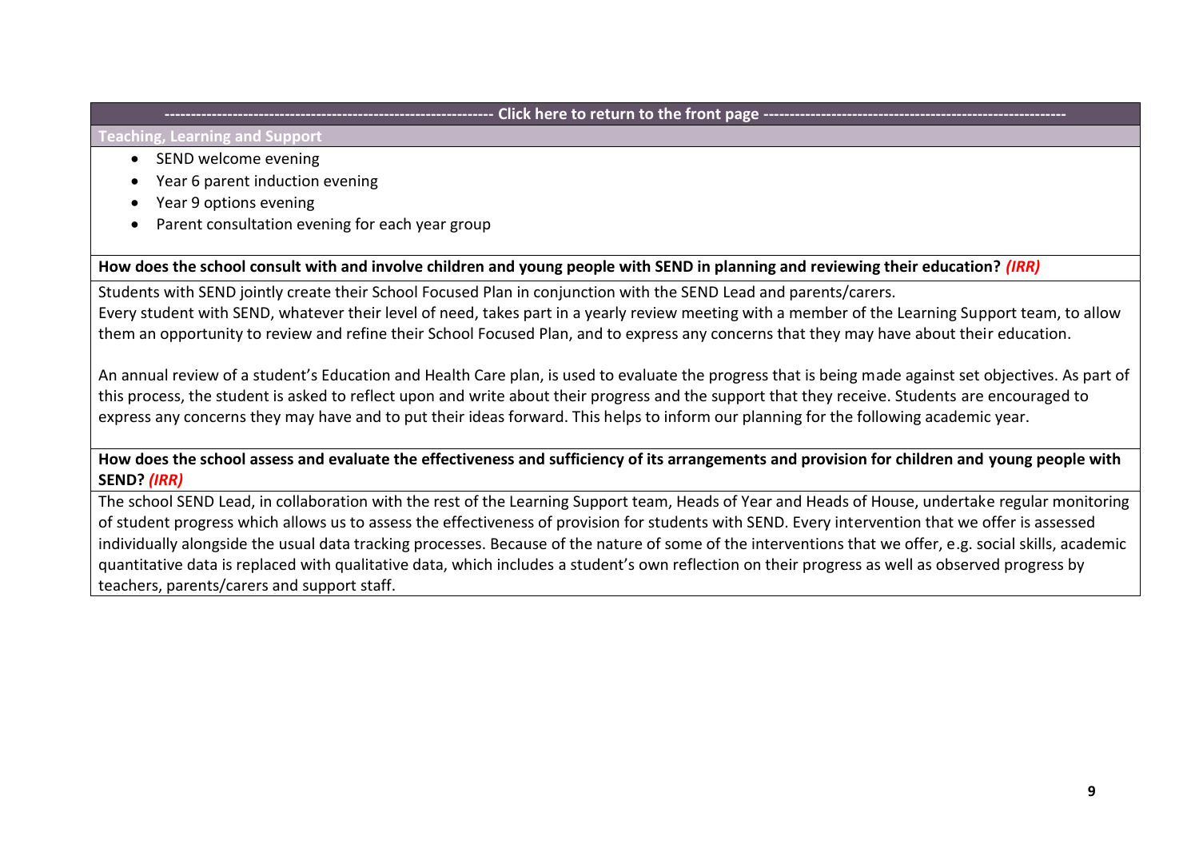**---------------------------------------------------------------- Click here to return to the front page ----------------------------------------------------------**

**Teaching, Learning and Support**

- SEND welcome evening
- Year 6 parent induction evening
- Year 9 options evening
- Parent consultation evening for each year group

**How does the school consult with and involve children and young people with SEND in planning and reviewing their education?** ***(IRR)***

Students with SEND jointly create their School Focused Plan in conjunction with the SEND Lead and parents/carers.
Every student with SEND, whatever their level of need, takes part in a yearly review meeting with a member of the Learning Support team, to allow them an opportunity to review and refine their School Focused Plan, and to express any concerns that they may have about their education.

An annual review of a student's Education and Health Care plan, is used to evaluate the progress that is being made against set objectives. As part of this process, the student is asked to reflect upon and write about their progress and the support that they receive. Students are encouraged to express any concerns they may have and to put their ideas forward. This helps to inform our planning for the following academic year.

**How does the school assess and evaluate the effectiveness and sufficiency of its arrangements and provision for children and young people with SEND?** ***(IRR)***

The school SEND Lead, in collaboration with the rest of the Learning Support team, Heads of Year and Heads of House, undertake regular monitoring of student progress which allows us to assess the effectiveness of provision for students with SEND. Every intervention that we offer is assessed individually alongside the usual data tracking processes. Because of the nature of some of the interventions that we offer, e.g. social skills, academic quantitative data is replaced with qualitative data, which includes a student's own reflection on their progress as well as observed progress by teachers, parents/carers and support staff.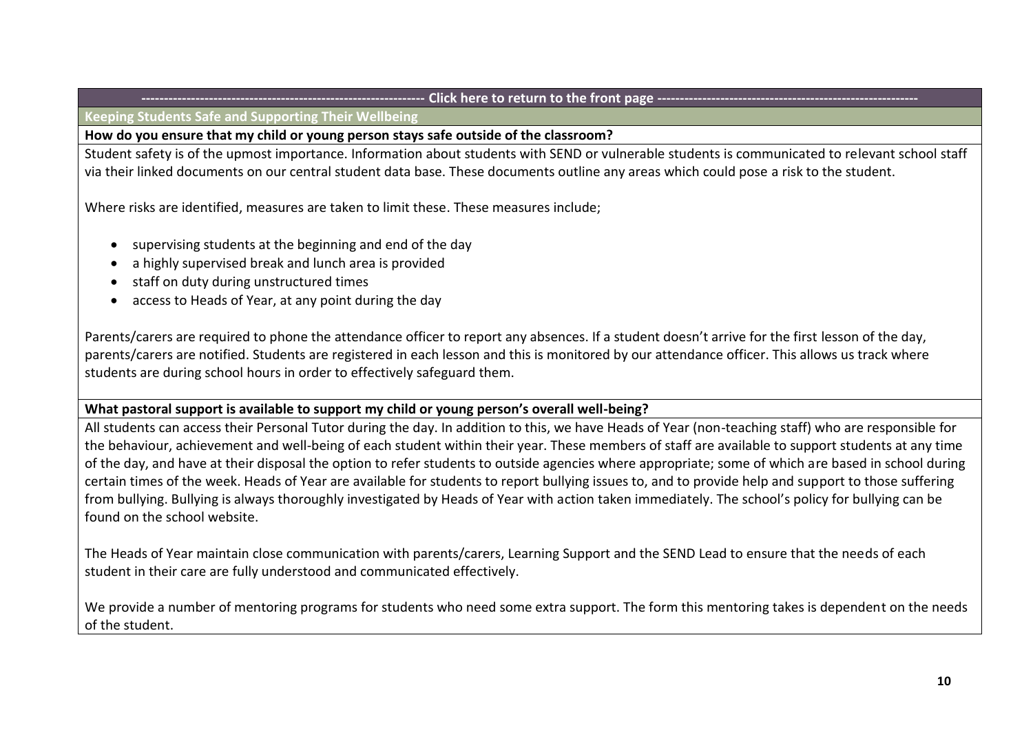---------------------------------------------------------------- Click here to return to the front page ----------------------------------------------------------

## Keeping Students Safe and Supporting Their Wellbeing

### How do you ensure that my child or young person stays safe outside of the classroom?

Student safety is of the upmost importance. Information about students with SEND or vulnerable students is communicated to relevant school staff via their linked documents on our central student data base. These documents outline any areas which could pose a risk to the student.

Where risks are identified, measures are taken to limit these. These measures include;

- supervising students at the beginning and end of the day
- a highly supervised break and lunch area is provided
- staff on duty during unstructured times
- access to Heads of Year, at any point during the day

Parents/carers are required to phone the attendance officer to report any absences. If a student doesn't arrive for the first lesson of the day, parents/carers are notified. Students are registered in each lesson and this is monitored by our attendance officer. This allows us track where students are during school hours in order to effectively safeguard them.

### What pastoral support is available to support my child or young person's overall well-being?

All students can access their Personal Tutor during the day. In addition to this, we have Heads of Year (non-teaching staff) who are responsible for the behaviour, achievement and well-being of each student within their year. These members of staff are available to support students at any time of the day, and have at their disposal the option to refer students to outside agencies where appropriate; some of which are based in school during certain times of the week. Heads of Year are available for students to report bullying issues to, and to provide help and support to those suffering from bullying. Bullying is always thoroughly investigated by Heads of Year with action taken immediately. The school's policy for bullying can be found on the school website.

The Heads of Year maintain close communication with parents/carers, Learning Support and the SEND Lead to ensure that the needs of each student in their care are fully understood and communicated effectively.

We provide a number of mentoring programs for students who need some extra support. The form this mentoring takes is dependent on the needs of the student.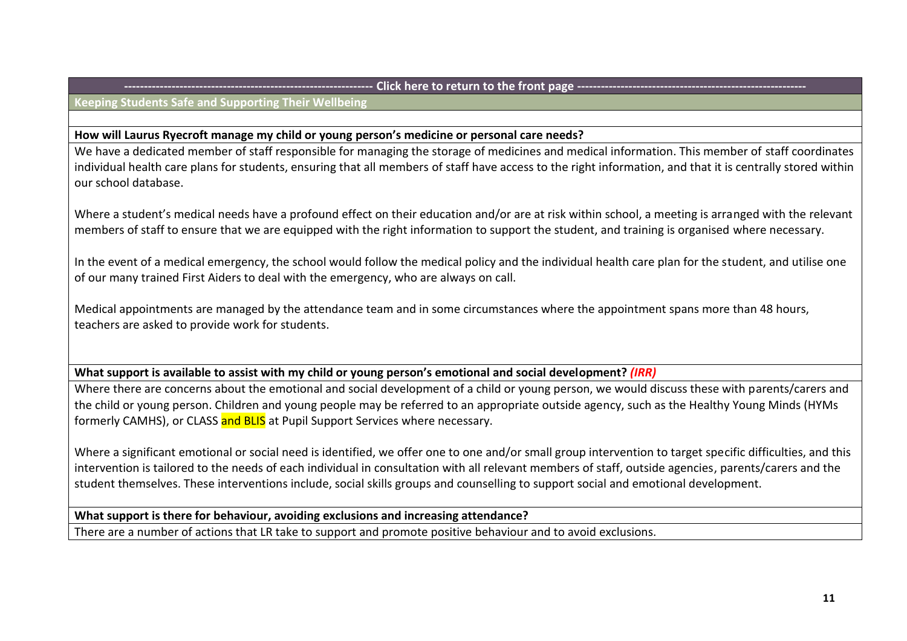---------------------------------------------------------------- Click here to return to the front page ----------------------------------------------------------

## Keeping Students Safe and Supporting Their Wellbeing

**How will Laurus Ryecroft manage my child or young person's medicine or personal care needs?**

We have a dedicated member of staff responsible for managing the storage of medicines and medical information. This member of staff coordinates individual health care plans for students, ensuring that all members of staff have access to the right information, and that it is centrally stored within our school database.

Where a student's medical needs have a profound effect on their education and/or are at risk within school, a meeting is arranged with the relevant members of staff to ensure that we are equipped with the right information to support the student, and training is organised where necessary.

In the event of a medical emergency, the school would follow the medical policy and the individual health care plan for the student, and utilise one of our many trained First Aiders to deal with the emergency, who are always on call.

Medical appointments are managed by the attendance team and in some circumstances where the appointment spans more than 48 hours, teachers are asked to provide work for students.

**What support is available to assist with my child or young person's emotional and social development?** ***(IRR)***

Where there are concerns about the emotional and social development of a child or young person, we would discuss these with parents/carers and the child or young person. Children and young people may be referred to an appropriate outside agency, such as the Healthy Young Minds (HYMs formerly CAMHS), or CLASS and BLIS at Pupil Support Services where necessary.

Where a significant emotional or social need is identified, we offer one to one and/or small group intervention to target specific difficulties, and this intervention is tailored to the needs of each individual in consultation with all relevant members of staff, outside agencies, parents/carers and the student themselves. These interventions include, social skills groups and counselling to support social and emotional development.

**What support is there for behaviour, avoiding exclusions and increasing attendance?**

There are a number of actions that LR take to support and promote positive behaviour and to avoid exclusions.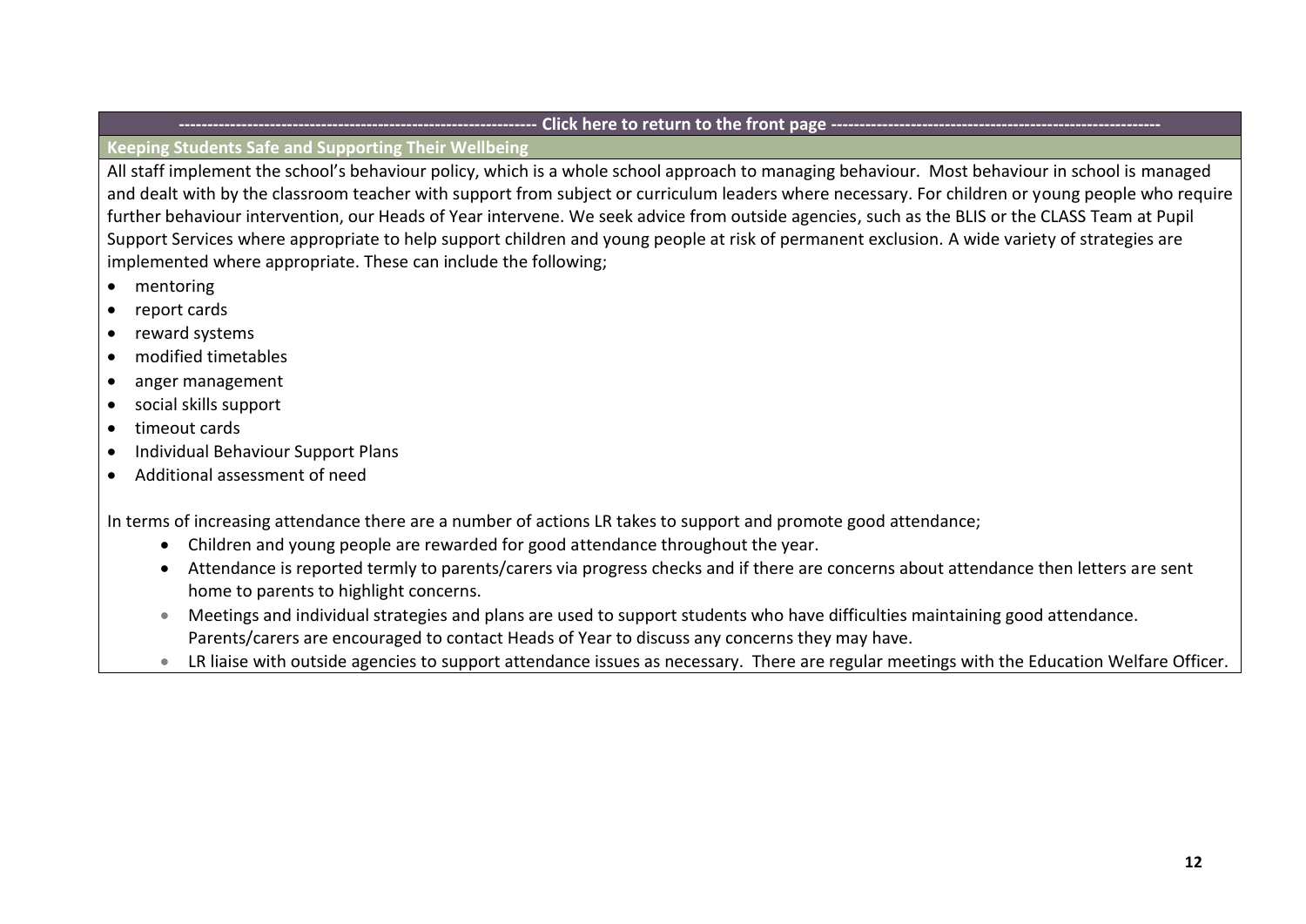---------------------------------------------------------------- Click here to return to the front page ----------------------------------------------------------

## Keeping Students Safe and Supporting Their Wellbeing

All staff implement the school's behaviour policy, which is a whole school approach to managing behaviour. Most behaviour in school is managed and dealt with by the classroom teacher with support from subject or curriculum leaders where necessary. For children or young people who require further behaviour intervention, our Heads of Year intervene. We seek advice from outside agencies, such as the BLIS or the CLASS Team at Pupil Support Services where appropriate to help support children and young people at risk of permanent exclusion. A wide variety of strategies are implemented where appropriate. These can include the following;

- mentoring
- report cards
- reward systems
- modified timetables
- anger management
- social skills support
- timeout cards
- Individual Behaviour Support Plans
- Additional assessment of need

In terms of increasing attendance there are a number of actions LR takes to support and promote good attendance;

- Children and young people are rewarded for good attendance throughout the year.
- Attendance is reported termly to parents/carers via progress checks and if there are concerns about attendance then letters are sent home to parents to highlight concerns.
- Meetings and individual strategies and plans are used to support students who have difficulties maintaining good attendance. Parents/carers are encouraged to contact Heads of Year to discuss any concerns they may have.
- LR liaise with outside agencies to support attendance issues as necessary. There are regular meetings with the Education Welfare Officer.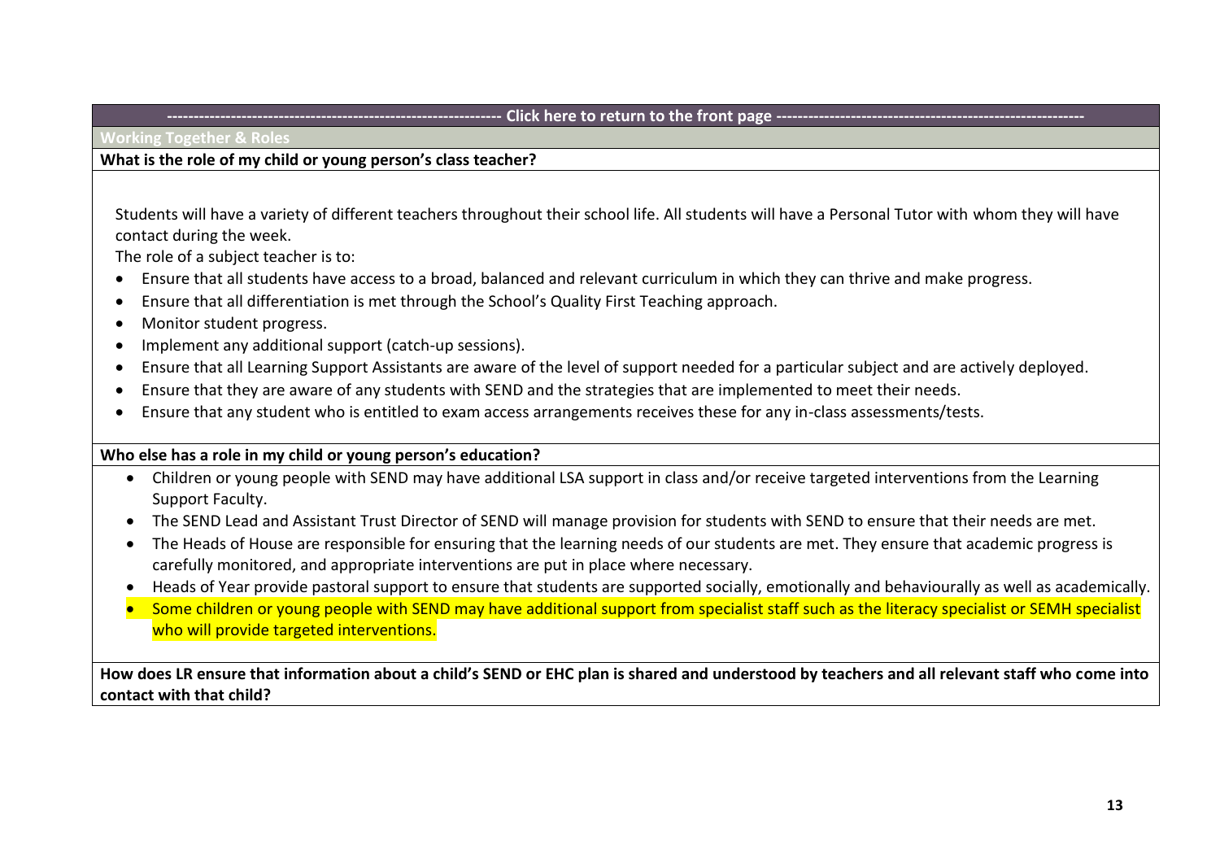--------------------------------------------------------------- Click here to return to the front page ---------------------------------------------------------

## Working Together & Roles

### What is the role of my child or young person's class teacher?

Students will have a variety of different teachers throughout their school life. All students will have a Personal Tutor with whom they will have contact during the week.

The role of a subject teacher is to:

- Ensure that all students have access to a broad, balanced and relevant curriculum in which they can thrive and make progress.
- Ensure that all differentiation is met through the School's Quality First Teaching approach.
- Monitor student progress.
- Implement any additional support (catch-up sessions).
- Ensure that all Learning Support Assistants are aware of the level of support needed for a particular subject and are actively deployed.
- Ensure that they are aware of any students with SEND and the strategies that are implemented to meet their needs.
- Ensure that any student who is entitled to exam access arrangements receives these for any in-class assessments/tests.

### Who else has a role in my child or young person's education?

- Children or young people with SEND may have additional LSA support in class and/or receive targeted interventions from the Learning Support Faculty.
- The SEND Lead and Assistant Trust Director of SEND will manage provision for students with SEND to ensure that their needs are met.
- The Heads of House are responsible for ensuring that the learning needs of our students are met. They ensure that academic progress is carefully monitored, and appropriate interventions are put in place where necessary.
- Heads of Year provide pastoral support to ensure that students are supported socially, emotionally and behaviourally as well as academically.
- Some children or young people with SEND may have additional support from specialist staff such as the literacy specialist or SEMH specialist who will provide targeted interventions.

### How does LR ensure that information about a child's SEND or EHC plan is shared and understood by teachers and all relevant staff who come into contact with that child?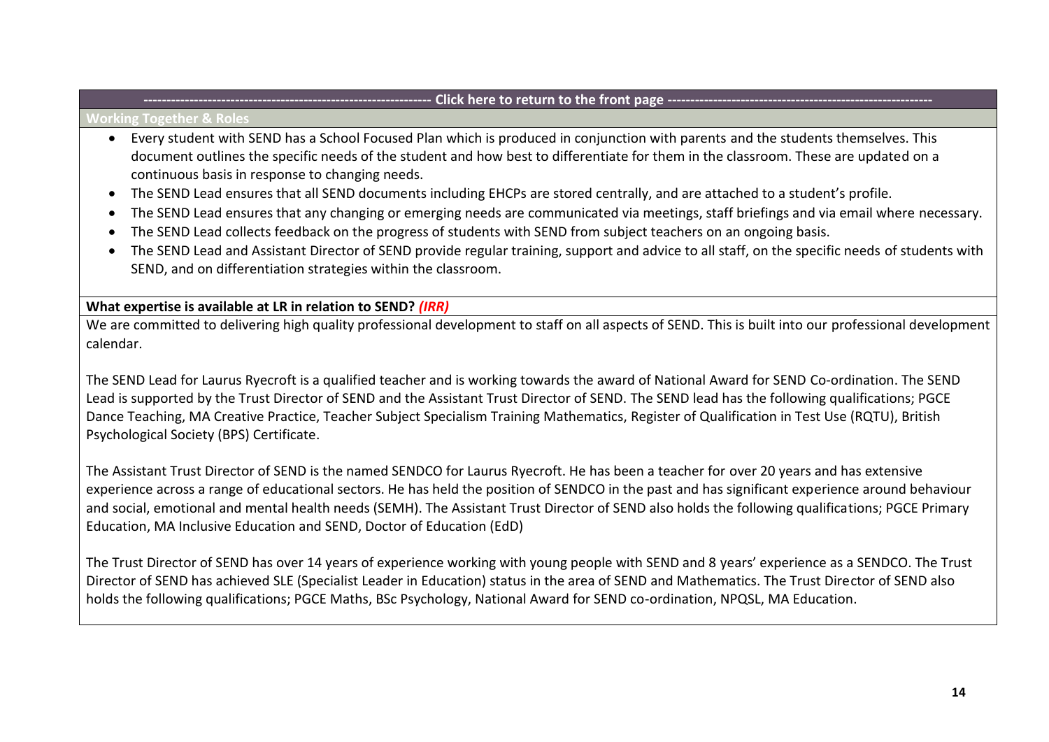---------------------------------------------------------------- Click here to return to the front page ----------------------------------------------------------

## Working Together & Roles

- Every student with SEND has a School Focused Plan which is produced in conjunction with parents and the students themselves. This document outlines the specific needs of the student and how best to differentiate for them in the classroom. These are updated on a continuous basis in response to changing needs.
- The SEND Lead ensures that all SEND documents including EHCPs are stored centrally, and are attached to a student's profile.
- The SEND Lead ensures that any changing or emerging needs are communicated via meetings, staff briefings and via email where necessary.
- The SEND Lead collects feedback on the progress of students with SEND from subject teachers on an ongoing basis.
- The SEND Lead and Assistant Director of SEND provide regular training, support and advice to all staff, on the specific needs of students with SEND, and on differentiation strategies within the classroom.

**What expertise is available at LR in relation to SEND?** ***(IRR)***

We are committed to delivering high quality professional development to staff on all aspects of SEND. This is built into our professional development calendar.

The SEND Lead for Laurus Ryecroft is a qualified teacher and is working towards the award of National Award for SEND Co-ordination. The SEND Lead is supported by the Trust Director of SEND and the Assistant Trust Director of SEND. The SEND lead has the following qualifications; PGCE Dance Teaching, MA Creative Practice, Teacher Subject Specialism Training Mathematics, Register of Qualification in Test Use (RQTU), British Psychological Society (BPS) Certificate.

The Assistant Trust Director of SEND is the named SENDCO for Laurus Ryecroft. He has been a teacher for over 20 years and has extensive experience across a range of educational sectors. He has held the position of SENDCO in the past and has significant experience around behaviour and social, emotional and mental health needs (SEMH). The Assistant Trust Director of SEND also holds the following qualifications; PGCE Primary Education, MA Inclusive Education and SEND, Doctor of Education (EdD)

The Trust Director of SEND has over 14 years of experience working with young people with SEND and 8 years' experience as a SENDCO. The Trust Director of SEND has achieved SLE (Specialist Leader in Education) status in the area of SEND and Mathematics. The Trust Director of SEND also holds the following qualifications; PGCE Maths, BSc Psychology, National Award for SEND co-ordination, NPQSL, MA Education.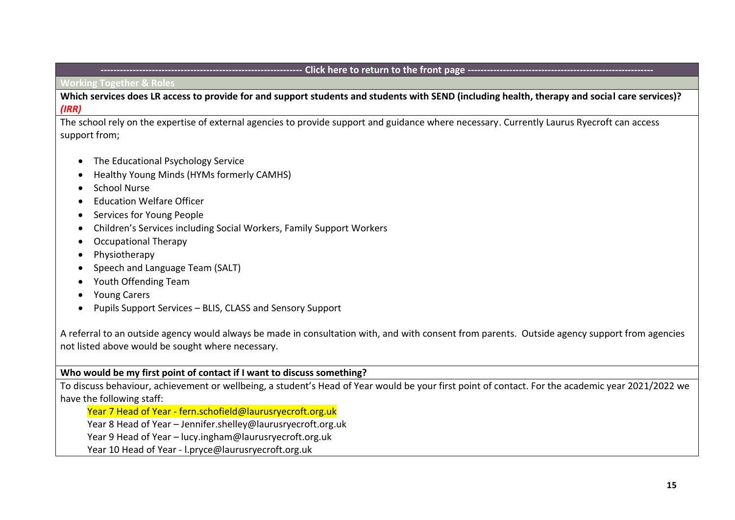---------------------------------------------------------------- Click here to return to the front page ----------------------------------------------------------

## Working Together & Roles

**Which services does LR access to provide for and support students and students with SEND (including health, therapy and social care services)?** ***(IRR)***

The school rely on the expertise of external agencies to provide support and guidance where necessary. Currently Laurus Ryecroft can access support from;

- The Educational Psychology Service
- Healthy Young Minds (HYMs formerly CAMHS)
- School Nurse
- Education Welfare Officer
- Services for Young People
- Children's Services including Social Workers, Family Support Workers
- Occupational Therapy
- Physiotherapy
- Speech and Language Team (SALT)
- Youth Offending Team
- Young Carers
- Pupils Support Services – BLIS, CLASS and Sensory Support

A referral to an outside agency would always be made in consultation with, and with consent from parents. Outside agency support from agencies not listed above would be sought where necessary.

**Who would be my first point of contact if I want to discuss something?**

To discuss behaviour, achievement or wellbeing, a student's Head of Year would be your first point of contact. For the academic year 2021/2022 we have the following staff:

Year 7 Head of Year - fern.schofield@laurusryecroft.org.uk
Year 8 Head of Year – Jennifer.shelley@laurusryecroft.org.uk
Year 9 Head of Year – lucy.ingham@laurusryecroft.org.uk
Year 10 Head of Year - l.pryce@laurusryecroft.org.uk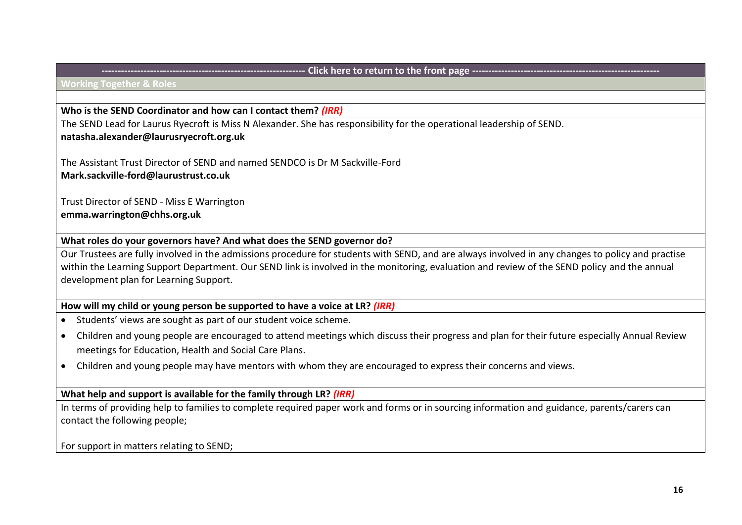---------------------------------------------------------------- Click here to return to the front page ----------------------------------------------------------

## Working Together & Roles

**Who is the SEND Coordinator and how can I contact them?** ***(IRR)***

The SEND Lead for Laurus Ryecroft is Miss N Alexander. She has responsibility for the operational leadership of SEND.
**natasha.alexander@laurusryecroft.org.uk**

The Assistant Trust Director of SEND and named SENDCO is Dr M Sackville-Ford
**Mark.sackville-ford@laurustrust.co.uk**

Trust Director of SEND - Miss E Warrington
**emma.warrington@chhs.org.uk**

**What roles do your governors have? And what does the SEND governor do?**

Our Trustees are fully involved in the admissions procedure for students with SEND, and are always involved in any changes to policy and practise within the Learning Support Department. Our SEND link is involved in the monitoring, evaluation and review of the SEND policy and the annual development plan for Learning Support.

**How will my child or young person be supported to have a voice at LR?** ***(IRR)***

- Students' views are sought as part of our student voice scheme.
- Children and young people are encouraged to attend meetings which discuss their progress and plan for their future especially Annual Review meetings for Education, Health and Social Care Plans.
- Children and young people may have mentors with whom they are encouraged to express their concerns and views.

**What help and support is available for the family through LR?** ***(IRR)***

In terms of providing help to families to complete required paper work and forms or in sourcing information and guidance, parents/carers can contact the following people;

For support in matters relating to SEND;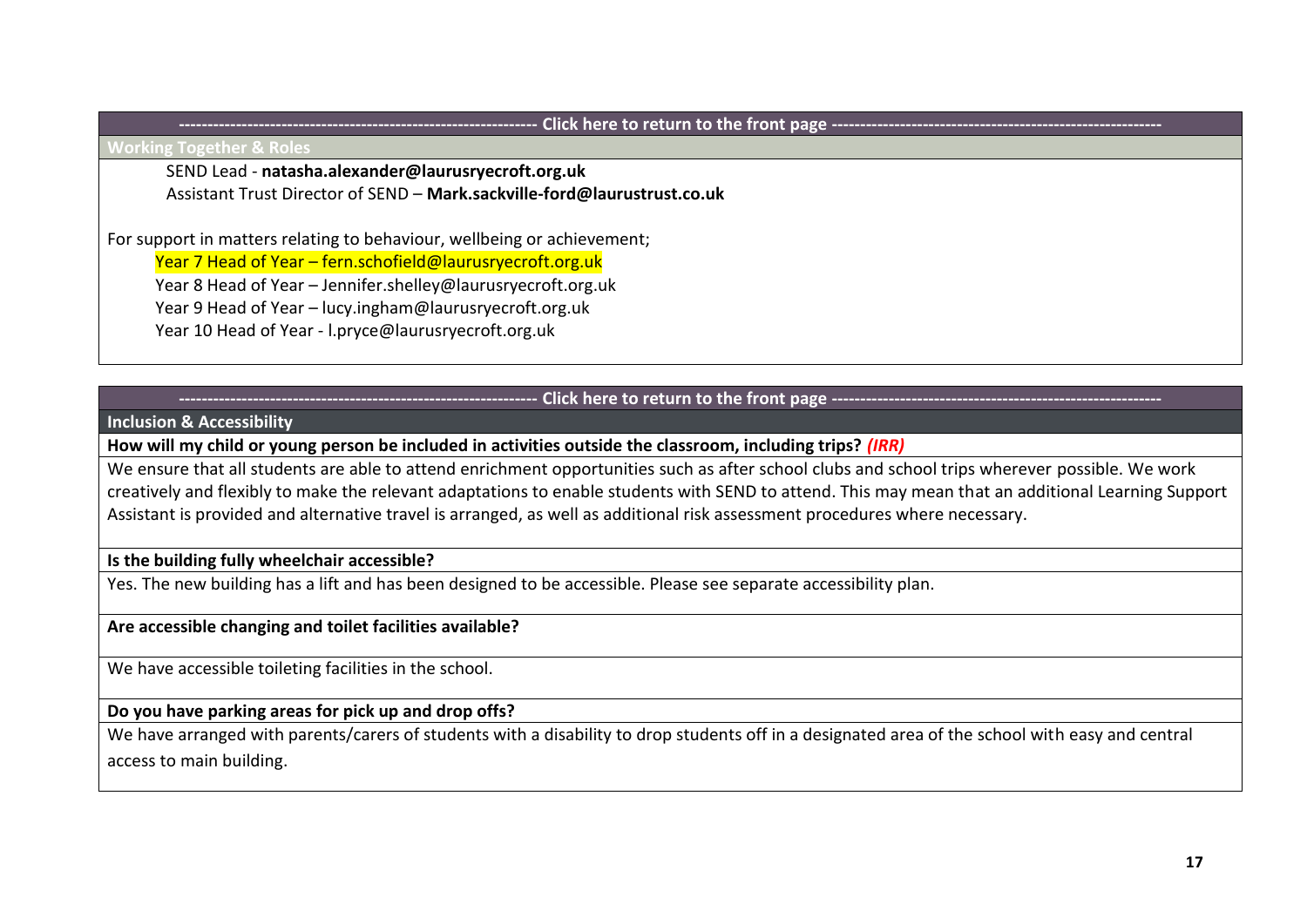--------------------------------------------------------------- Click here to return to the front page ----------------------------------------------------------

## Working Together & Roles

SEND Lead - **natasha.alexander@laurusryecroft.org.uk**

Assistant Trust Director of SEND – **Mark.sackville-ford@laurustrust.co.uk**

For support in matters relating to behaviour, wellbeing or achievement;

Year 7 Head of Year – fern.schofield@laurusryecroft.org.uk

Year 8 Head of Year – Jennifer.shelley@laurusryecroft.org.uk

Year 9 Head of Year – lucy.ingham@laurusryecroft.org.uk

Year 10 Head of Year - l.pryce@laurusryecroft.org.uk

--------------------------------------------------------------- Click here to return to the front page ----------------------------------------------------------

## Inclusion & Accessibility

**How will my child or young person be included in activities outside the classroom, including trips?** ***(IRR)***

We ensure that all students are able to attend enrichment opportunities such as after school clubs and school trips wherever possible. We work creatively and flexibly to make the relevant adaptations to enable students with SEND to attend. This may mean that an additional Learning Support Assistant is provided and alternative travel is arranged, as well as additional risk assessment procedures where necessary.

**Is the building fully wheelchair accessible?**

Yes. The new building has a lift and has been designed to be accessible. Please see separate accessibility plan.

**Are accessible changing and toilet facilities available?**

We have accessible toileting facilities in the school.

**Do you have parking areas for pick up and drop offs?**

We have arranged with parents/carers of students with a disability to drop students off in a designated area of the school with easy and central access to main building.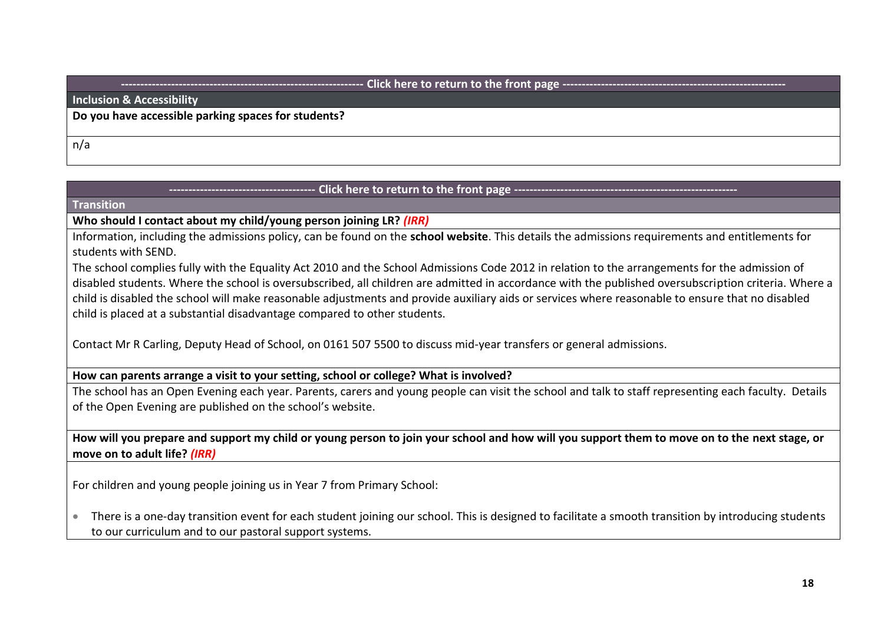---------------------------------------------------------------- Click here to return to the front page ----------------------------------------------------------

## Inclusion & Accessibility

**Do you have accessible parking spaces for students?**

n/a

------------------------------------- Click here to return to the front page ---------------------------------------------------------

## Transition

**Who should I contact about my child/young person joining LR? *(IRR)***

Information, including the admissions policy, can be found on the **school website**. This details the admissions requirements and entitlements for students with SEND.

The school complies fully with the Equality Act 2010 and the School Admissions Code 2012 in relation to the arrangements for the admission of disabled students. Where the school is oversubscribed, all children are admitted in accordance with the published oversubscription criteria. Where a child is disabled the school will make reasonable adjustments and provide auxiliary aids or services where reasonable to ensure that no disabled child is placed at a substantial disadvantage compared to other students.

Contact Mr R Carling, Deputy Head of School, on 0161 507 5500 to discuss mid-year transfers or general admissions.

**How can parents arrange a visit to your setting, school or college? What is involved?**

The school has an Open Evening each year. Parents, carers and young people can visit the school and talk to staff representing each faculty. Details of the Open Evening are published on the school's website.

**How will you prepare and support my child or young person to join your school and how will you support them to move on to the next stage, or move on to adult life? *(IRR)***

For children and young people joining us in Year 7 from Primary School:

- There is a one-day transition event for each student joining our school. This is designed to facilitate a smooth transition by introducing students to our curriculum and to our pastoral support systems.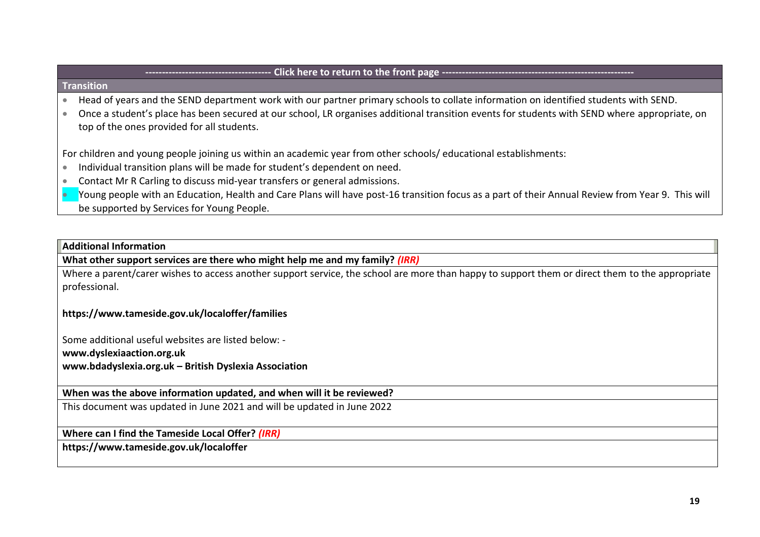**------------------------------------- Click here to return to the front page ----------------------------------------------------------**

## Transition

- Head of years and the SEND department work with our partner primary schools to collate information on identified students with SEND.
- Once a student's place has been secured at our school, LR organises additional transition events for students with SEND where appropriate, on top of the ones provided for all students.

For children and young people joining us within an academic year from other schools/ educational establishments:

- Individual transition plans will be made for student's dependent on need.
- Contact Mr R Carling to discuss mid-year transfers or general admissions.
- Young people with an Education, Health and Care Plans will have post-16 transition focus as a part of their Annual Review from Year 9. This will be supported by Services for Young People.

## Additional Information

**What other support services are there who might help me and my family?** ***(IRR)***

Where a parent/carer wishes to access another support service, the school are more than happy to support them or direct them to the appropriate professional.

**https://www.tameside.gov.uk/localoffer/families**

Some additional useful websites are listed below: -
**www.dyslexiaaction.org.uk**
**www.bdadyslexia.org.uk – British Dyslexia Association**

**When was the above information updated, and when will it be reviewed?**

This document was updated in June 2021 and will be updated in June 2022

**Where can I find the Tameside Local Offer?** ***(IRR)***

**https://www.tameside.gov.uk/localoffer**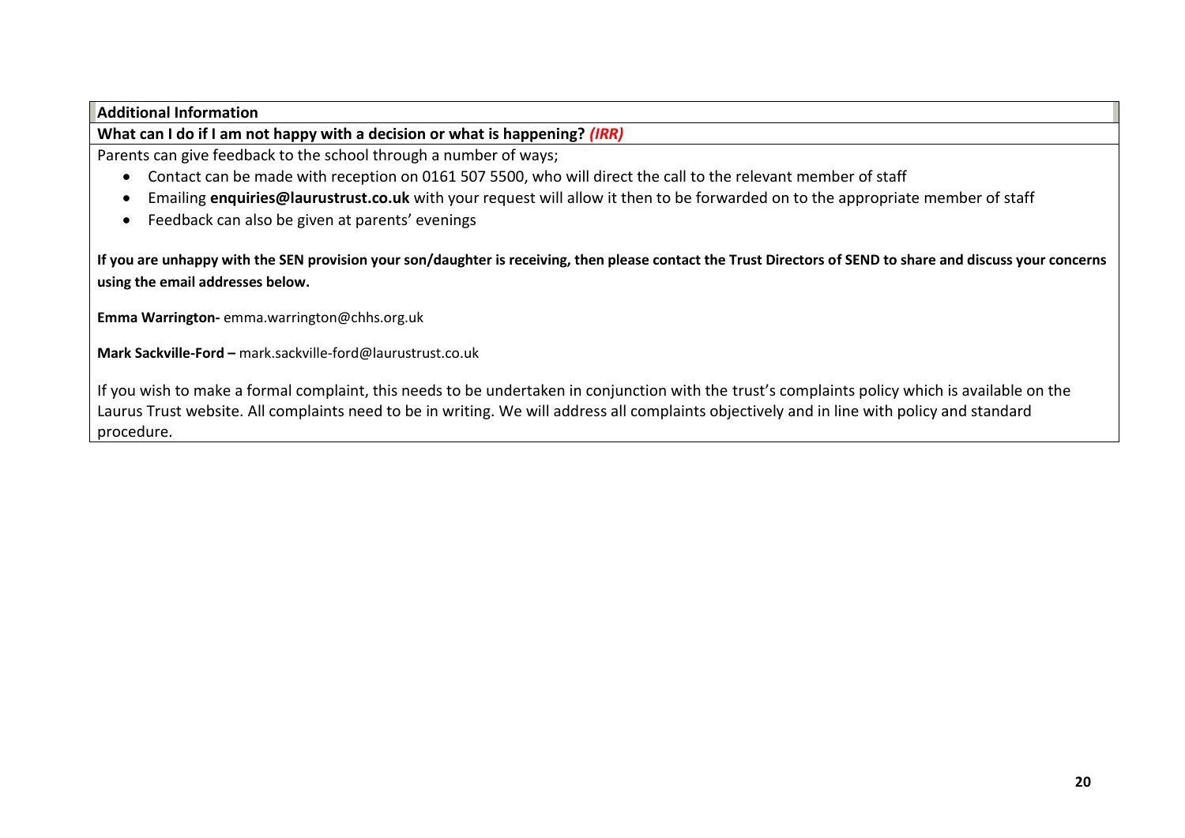**Additional Information**

**What can I do if I am not happy with a decision or what is happening?** ***(IRR)***

Parents can give feedback to the school through a number of ways;

- Contact can be made with reception on 0161 507 5500, who will direct the call to the relevant member of staff
- Emailing **enquiries@laurustrust.co.uk** with your request will allow it then to be forwarded on to the appropriate member of staff
- Feedback can also be given at parents' evenings

**If you are unhappy with the SEN provision your son/daughter is receiving, then please contact the Trust Directors of SEND to share and discuss your concerns using the email addresses below.**

**Emma Warrington-** emma.warrington@chhs.org.uk

**Mark Sackville-Ford –** mark.sackville-ford@laurustrust.co.uk

If you wish to make a formal complaint, this needs to be undertaken in conjunction with the trust's complaints policy which is available on the Laurus Trust website. All complaints need to be in writing. We will address all complaints objectively and in line with policy and standard procedure.